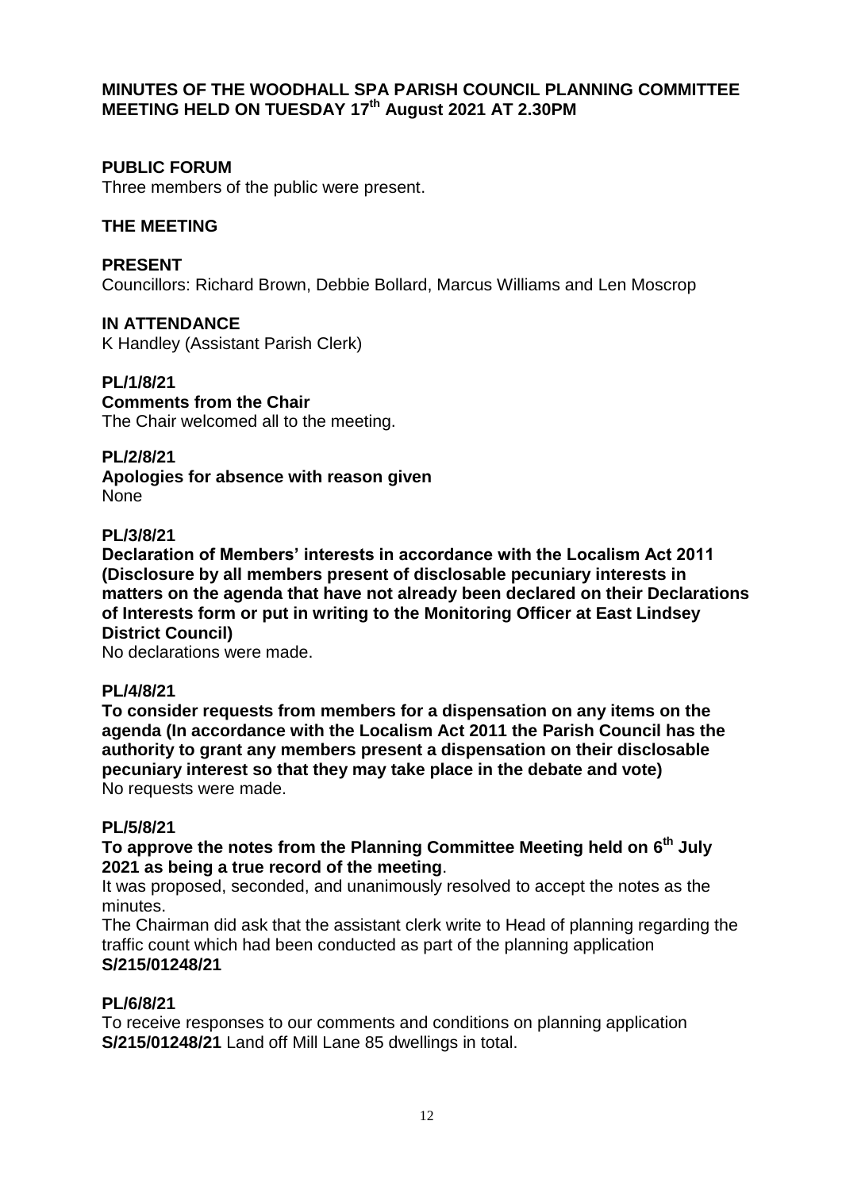# MINUTES OF THE WOODHALL SPA PARISH COUNCIL PLANNING COMMITTEE MEETING HELD ON TUESDAY 17th August 2021 AT 2.30PM

## PUBLIC FORUM

Three members of the public were present.

## THE MEETING

## PRESENT

Councillors: Richard Brown, Debbie Bollard, Marcus Williams and Len Moscrop

## IN ATTENDANCE

K Handley (Assistant Parish Clerk)

**PL/1/8/21**

**Comments from the Chair**

The Chair welcomed all to the meeting.

**PL/2/8/21**

**Apologies for absence with reason given**

None

**PL/3/8/21**

**Declaration of Members' interests in accordance with the Localism Act 2011 (Disclosure by all members present of disclosable pecuniary interests in matters on the agenda that have not already been declared on their Declarations of Interests form or put in writing to the Monitoring Officer at East Lindsey District Council)**

No declarations were made.

**PL/4/8/21**

**To consider requests from members for a dispensation on any items on the agenda (In accordance with the Localism Act 2011 the Parish Council has the authority to grant any members present a dispensation on their disclosable pecuniary interest so that they may take place in the debate and vote)**

No requests were made.

**PL/5/8/21**

**To approve the notes from the Planning Committee Meeting held on 6th July 2021 as being a true record of the meeting**.

It was proposed, seconded, and unanimously resolved to accept the notes as the minutes.

The Chairman did ask that the assistant clerk write to Head of planning regarding the traffic count which had been conducted as part of the planning application **S/215/01248/21**

**PL/6/8/21**

To receive responses to our comments and conditions on planning application **S/215/01248/21** Land off Mill Lane 85 dwellings in total.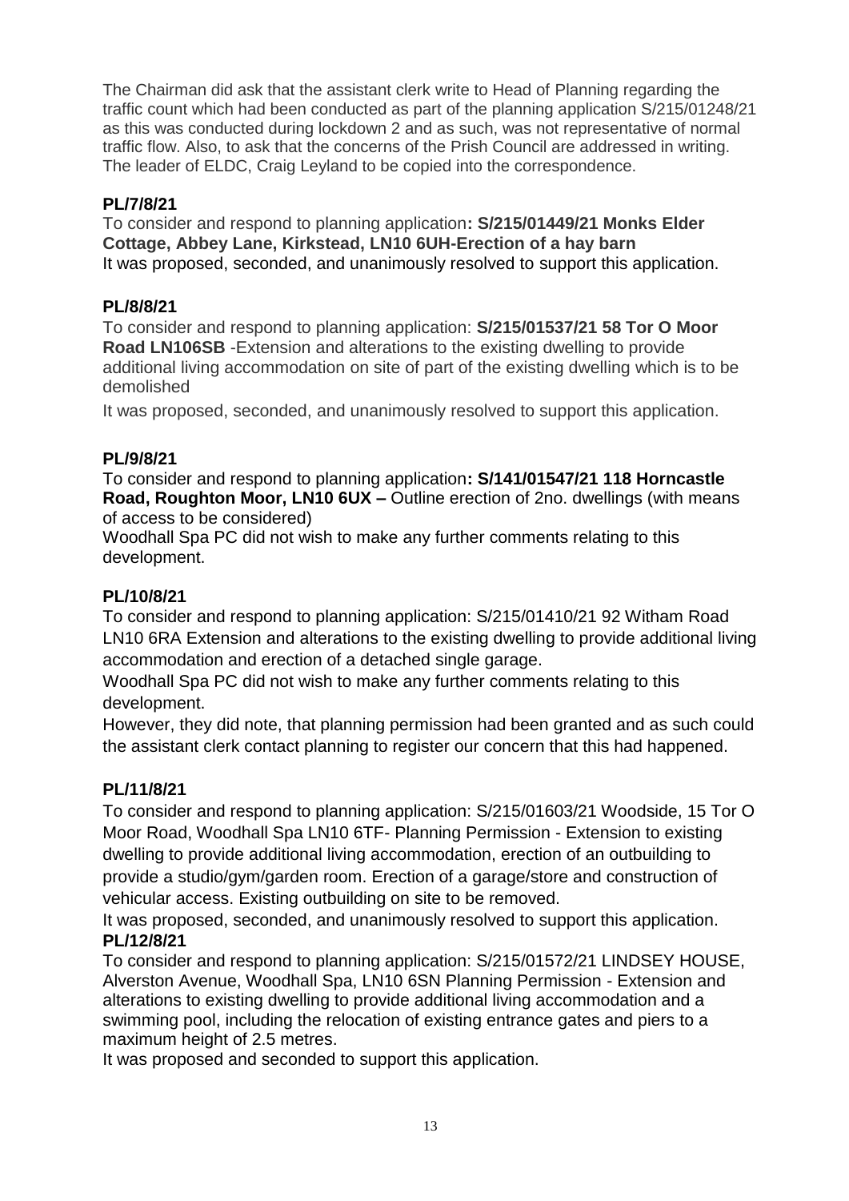The Chairman did ask that the assistant clerk write to Head of Planning regarding the traffic count which had been conducted as part of the planning application S/215/01248/21 as this was conducted during lockdown 2 and as such, was not representative of normal traffic flow. Also, to ask that the concerns of the Prish Council are addressed in writing. The leader of ELDC, Craig Leyland to be copied into the correspondence.

**PL/7/8/21**

To consider and respond to planning application**: S/215/01449/21 Monks Elder Cottage, Abbey Lane, Kirkstead, LN10 6UH-Erection of a hay barn**
It was proposed, seconded, and unanimously resolved to support this application.

**PL/8/8/21**

To consider and respond to planning application: **S/215/01537/21 58 Tor O Moor Road LN106SB** -Extension and alterations to the existing dwelling to provide additional living accommodation on site of part of the existing dwelling which is to be demolished

It was proposed, seconded, and unanimously resolved to support this application.

**PL/9/8/21**

To consider and respond to planning application**: S/141/01547/21 118 Horncastle Road, Roughton Moor, LN10 6UX –** Outline erection of 2no. dwellings (with means of access to be considered)

Woodhall Spa PC did not wish to make any further comments relating to this development.

**PL/10/8/21**

To consider and respond to planning application: S/215/01410/21 92 Witham Road LN10 6RA Extension and alterations to the existing dwelling to provide additional living accommodation and erection of a detached single garage.

Woodhall Spa PC did not wish to make any further comments relating to this development.

However, they did note, that planning permission had been granted and as such could the assistant clerk contact planning to register our concern that this had happened.

**PL/11/8/21**

To consider and respond to planning application: S/215/01603/21 Woodside, 15 Tor O Moor Road, Woodhall Spa LN10 6TF- Planning Permission - Extension to existing dwelling to provide additional living accommodation, erection of an outbuilding to provide a studio/gym/garden room. Erection of a garage/store and construction of vehicular access. Existing outbuilding on site to be removed.

It was proposed, seconded, and unanimously resolved to support this application.

**PL/12/8/21**

To consider and respond to planning application: S/215/01572/21 LINDSEY HOUSE, Alverston Avenue, Woodhall Spa, LN10 6SN Planning Permission - Extension and alterations to existing dwelling to provide additional living accommodation and a swimming pool, including the relocation of existing entrance gates and piers to a maximum height of 2.5 metres.

It was proposed and seconded to support this application.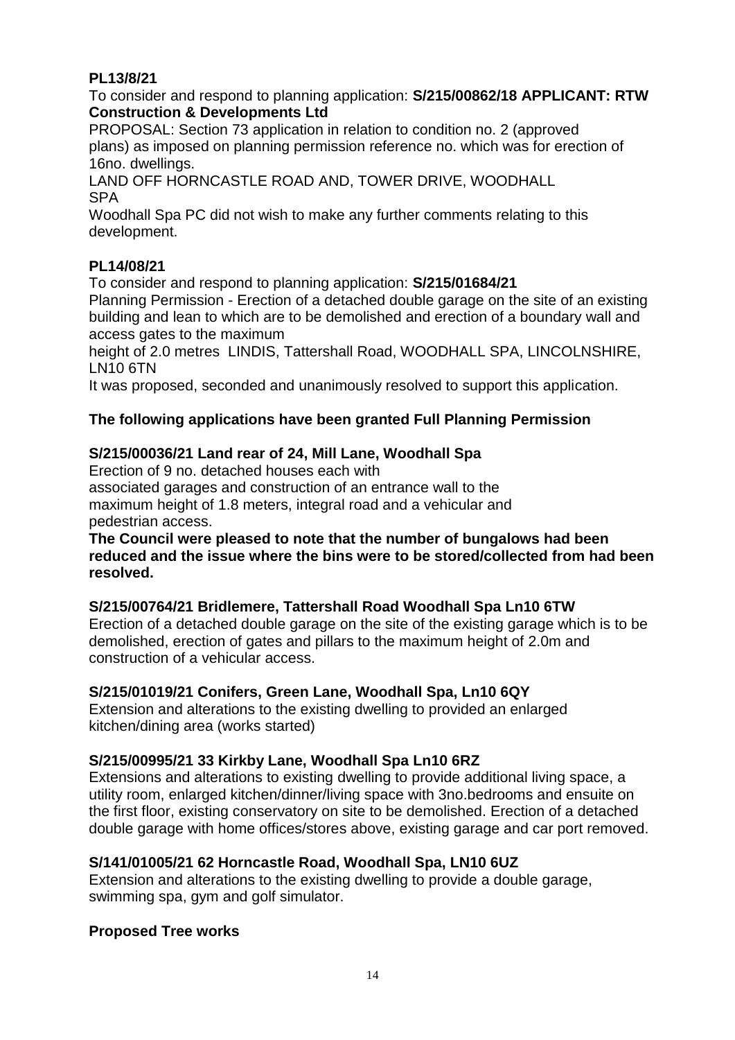**PL13/8/21**

To consider and respond to planning application: **S/215/00862/18 APPLICANT: RTW Construction & Developments Ltd**

PROPOSAL: Section 73 application in relation to condition no. 2 (approved plans) as imposed on planning permission reference no. which was for erection of 16no. dwellings.

LAND OFF HORNCASTLE ROAD AND, TOWER DRIVE, WOODHALL SPA

Woodhall Spa PC did not wish to make any further comments relating to this development.

**PL14/08/21**

To consider and respond to planning application: **S/215/01684/21**

Planning Permission - Erection of a detached double garage on the site of an existing building and lean to which are to be demolished and erection of a boundary wall and access gates to the maximum height of 2.0 metres LINDIS, Tattershall Road, WOODHALL SPA, LINCOLNSHIRE, LN10 6TN

It was proposed, seconded and unanimously resolved to support this application.

**The following applications have been granted Full Planning Permission**

**S/215/00036/21 Land rear of 24, Mill Lane, Woodhall Spa**

Erection of 9 no. detached houses each with associated garages and construction of an entrance wall to the maximum height of 1.8 meters, integral road and a vehicular and pedestrian access.

**The Council were pleased to note that the number of bungalows had been reduced and the issue where the bins were to be stored/collected from had been resolved.**

**S/215/00764/21 Bridlemere, Tattershall Road Woodhall Spa Ln10 6TW**

Erection of a detached double garage on the site of the existing garage which is to be demolished, erection of gates and pillars to the maximum height of 2.0m and construction of a vehicular access.

**S/215/01019/21 Conifers, Green Lane, Woodhall Spa, Ln10 6QY**

Extension and alterations to the existing dwelling to provided an enlarged kitchen/dining area (works started)

**S/215/00995/21 33 Kirkby Lane, Woodhall Spa Ln10 6RZ**

Extensions and alterations to existing dwelling to provide additional living space, a utility room, enlarged kitchen/dinner/living space with 3no.bedrooms and ensuite on the first floor, existing conservatory on site to be demolished. Erection of a detached double garage with home offices/stores above, existing garage and car port removed.

**S/141/01005/21 62 Horncastle Road, Woodhall Spa, LN10 6UZ**

Extension and alterations to the existing dwelling to provide a double garage, swimming spa, gym and golf simulator.

**Proposed Tree works**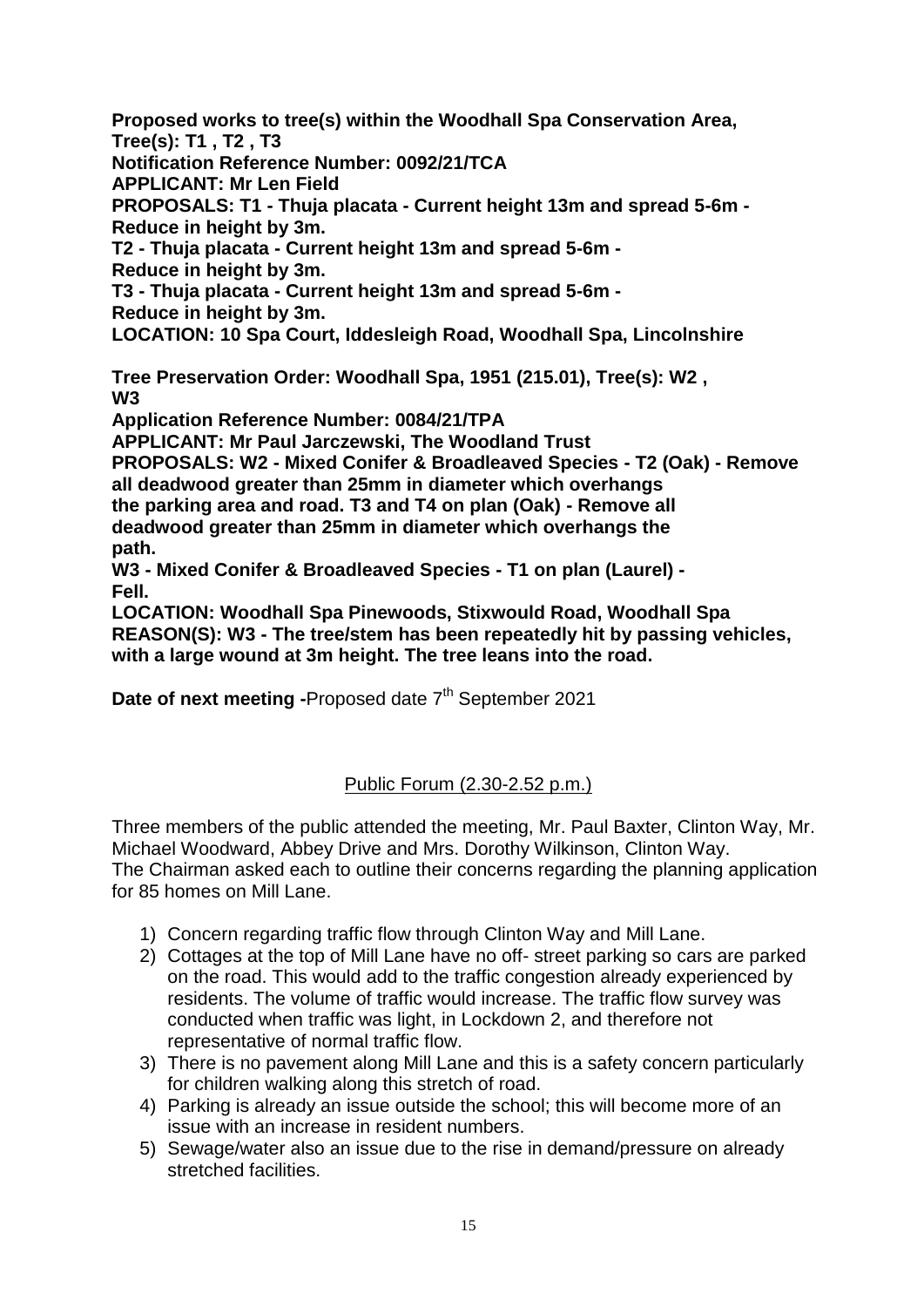**Proposed works to tree(s) within the Woodhall Spa Conservation Area, Tree(s): T1 , T2 , T3**
**Notification Reference Number: 0092/21/TCA**
**APPLICANT: Mr Len Field**
**PROPOSALS: T1 - Thuja placata - Current height 13m and spread 5-6m - Reduce in height by 3m.**
**T2 - Thuja placata - Current height 13m and spread 5-6m - Reduce in height by 3m.**
**T3 - Thuja placata - Current height 13m and spread 5-6m - Reduce in height by 3m.**
**LOCATION: 10 Spa Court, Iddesleigh Road, Woodhall Spa, Lincolnshire**

**Tree Preservation Order: Woodhall Spa, 1951 (215.01), Tree(s): W2 , W3**
**Application Reference Number: 0084/21/TPA**
**APPLICANT: Mr Paul Jarczewski, The Woodland Trust**
**PROPOSALS: W2 - Mixed Conifer & Broadleaved Species - T2 (Oak) - Remove all deadwood greater than 25mm in diameter which overhangs the parking area and road. T3 and T4 on plan (Oak) - Remove all deadwood greater than 25mm in diameter which overhangs the path.**
**W3 - Mixed Conifer & Broadleaved Species - T1 on plan (Laurel) - Fell.**
**LOCATION: Woodhall Spa Pinewoods, Stixwould Road, Woodhall Spa**
**REASON(S): W3 - The tree/stem has been repeatedly hit by passing vehicles, with a large wound at 3m height. The tree leans into the road.**

**Date of next meeting -**Proposed date 7th September 2021

## Public Forum (2.30-2.52 p.m.)

Three members of the public attended the meeting, Mr. Paul Baxter, Clinton Way, Mr. Michael Woodward, Abbey Drive and Mrs. Dorothy Wilkinson, Clinton Way.
The Chairman asked each to outline their concerns regarding the planning application for 85 homes on Mill Lane.

1) Concern regarding traffic flow through Clinton Way and Mill Lane.
2) Cottages at the top of Mill Lane have no off- street parking so cars are parked on the road. This would add to the traffic congestion already experienced by residents. The volume of traffic would increase. The traffic flow survey was conducted when traffic was light, in Lockdown 2, and therefore not representative of normal traffic flow.
3) There is no pavement along Mill Lane and this is a safety concern particularly for children walking along this stretch of road.
4) Parking is already an issue outside the school; this will become more of an issue with an increase in resident numbers.
5) Sewage/water also an issue due to the rise in demand/pressure on already stretched facilities.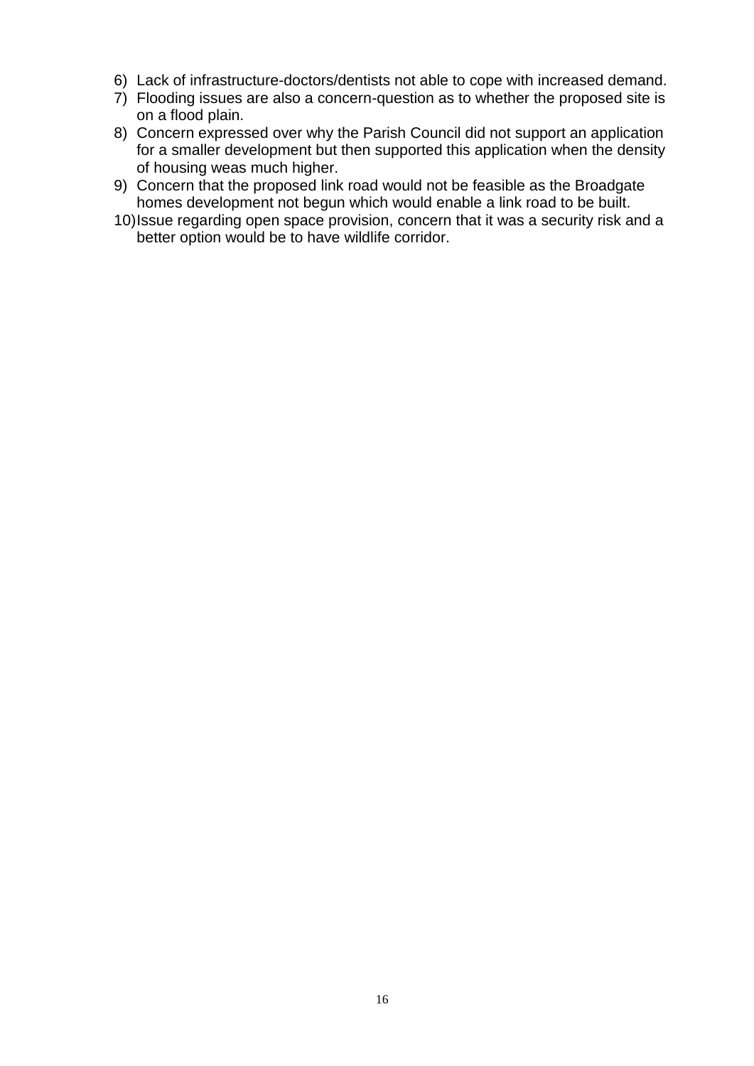6) Lack of infrastructure-doctors/dentists not able to cope with increased demand.
7) Flooding issues are also a concern-question as to whether the proposed site is on a flood plain.
8) Concern expressed over why the Parish Council did not support an application for a smaller development but then supported this application when the density of housing weas much higher.
9) Concern that the proposed link road would not be feasible as the Broadgate homes development not begun which would enable a link road to be built.
10) Issue regarding open space provision, concern that it was a security risk and a better option would be to have wildlife corridor.